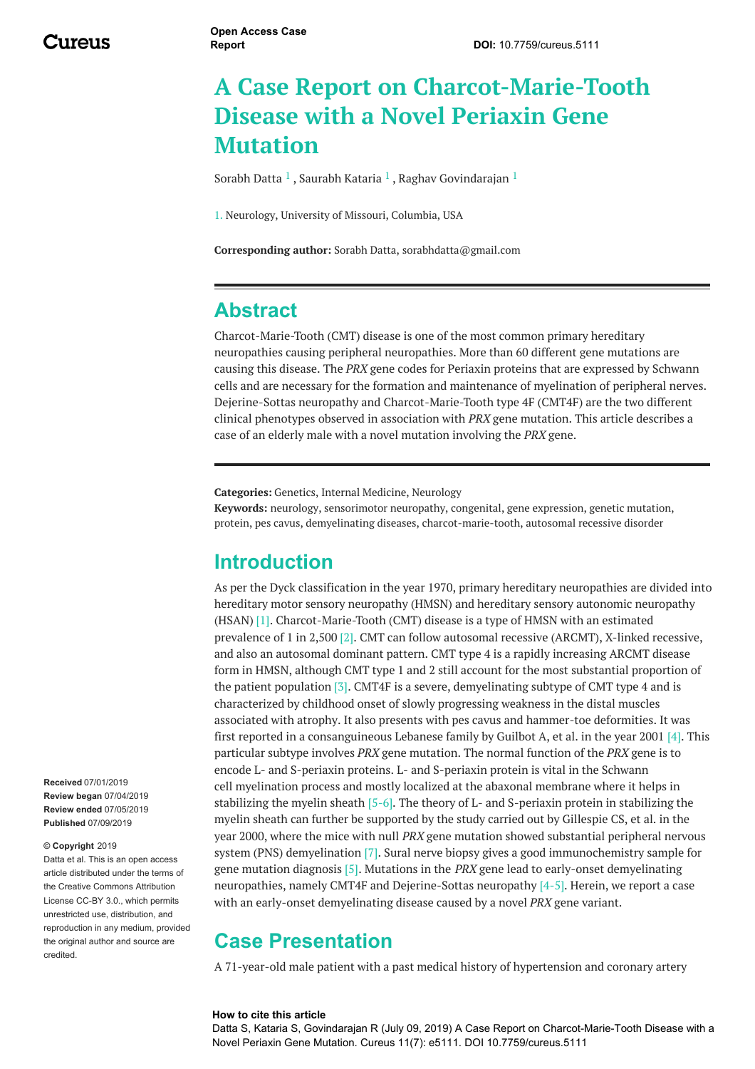Open Access Case Report

DOI: 10.7759/cureus.5111

# A Case Report on Charcot-Marie-Tooth Disease with a Novel Periaxin Gene Mutation

Sorabh Datta [1] , Saurabh Kataria [1] , Raghav Govindarajan [1]

1. Neurology, University of Missouri, Columbia, USA

**Corresponding author:** Sorabh Datta, sorabhdatta@gmail.com

## Abstract

Charcot-Marie-Tooth (CMT) disease is one of the most common primary hereditary neuropathies causing peripheral neuropathies. More than 60 different gene mutations are causing this disease. The *PRX* gene codes for Periaxin proteins that are expressed by Schwann cells and are necessary for the formation and maintenance of myelination of peripheral nerves. Dejerine-Sottas neuropathy and Charcot-Marie-Tooth type 4F (CMT4F) are the two different clinical phenotypes observed in association with *PRX* gene mutation. This article describes a case of an elderly male with a novel mutation involving the *PRX* gene.

**Categories:** Genetics, Internal Medicine, Neurology
**Keywords:** neurology, sensorimotor neuropathy, congenital, gene expression, genetic mutation, protein, pes cavus, demyelinating diseases, charcot-marie-tooth, autosomal recessive disorder

## Introduction

As per the Dyck classification in the year 1970, primary hereditary neuropathies are divided into hereditary motor sensory neuropathy (HMSN) and hereditary sensory autonomic neuropathy (HSAN) [1]. Charcot-Marie-Tooth (CMT) disease is a type of HMSN with an estimated prevalence of 1 in 2,500 [2]. CMT can follow autosomal recessive (ARCMT), X-linked recessive, and also an autosomal dominant pattern. CMT type 4 is a rapidly increasing ARCMT disease form in HMSN, although CMT type 1 and 2 still account for the most substantial proportion of the patient population [3]. CMT4F is a severe, demyelinating subtype of CMT type 4 and is characterized by childhood onset of slowly progressing weakness in the distal muscles associated with atrophy. It also presents with pes cavus and hammer-toe deformities. It was first reported in a consanguineous Lebanese family by Guilbot A, et al. in the year 2001 [4]. This particular subtype involves *PRX* gene mutation. The normal function of the *PRX* gene is to encode L- and S-periaxin proteins. L- and S-periaxin protein is vital in the Schwann cell myelination process and mostly localized at the abaxonal membrane where it helps in stabilizing the myelin sheath [5-6]. The theory of L- and S-periaxin protein in stabilizing the myelin sheath can further be supported by the study carried out by Gillespie CS, et al. in the year 2000, where the mice with null *PRX* gene mutation showed substantial peripheral nervous system (PNS) demyelination [7]. Sural nerve biopsy gives a good immunochemistry sample for gene mutation diagnosis [5]. Mutations in the *PRX* gene lead to early-onset demyelinating neuropathies, namely CMT4F and Dejerine-Sottas neuropathy [4-5]. Herein, we report a case with an early-onset demyelinating disease caused by a novel *PRX* gene variant.

## Case Presentation

A 71-year-old male patient with a past medical history of hypertension and coronary artery

**Received** 07/01/2019
**Review began** 07/04/2019
**Review ended** 07/05/2019
**Published** 07/09/2019

**© Copyright** 2019
Datta et al. This is an open access article distributed under the terms of the Creative Commons Attribution License CC-BY 3.0., which permits unrestricted use, distribution, and reproduction in any medium, provided the original author and source are credited.

**How to cite this article**
Datta S, Kataria S, Govindarajan R (July 09, 2019) A Case Report on Charcot-Marie-Tooth Disease with a Novel Periaxin Gene Mutation. Cureus 11(7): e5111. DOI 10.7759/cureus.5111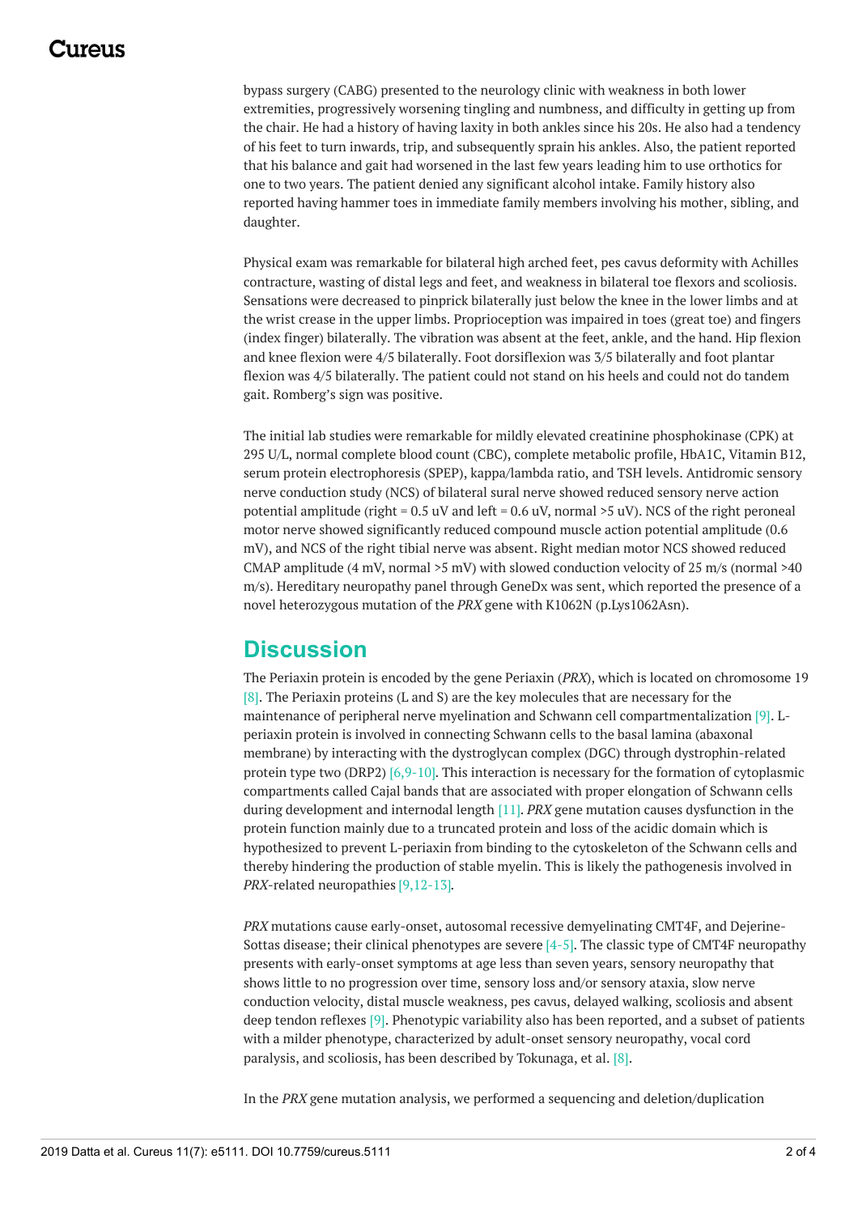bypass surgery (CABG) presented to the neurology clinic with weakness in both lower extremities, progressively worsening tingling and numbness, and difficulty in getting up from the chair. He had a history of having laxity in both ankles since his 20s. He also had a tendency of his feet to turn inwards, trip, and subsequently sprain his ankles. Also, the patient reported that his balance and gait had worsened in the last few years leading him to use orthotics for one to two years. The patient denied any significant alcohol intake. Family history also reported having hammer toes in immediate family members involving his mother, sibling, and daughter.

Physical exam was remarkable for bilateral high arched feet, pes cavus deformity with Achilles contracture, wasting of distal legs and feet, and weakness in bilateral toe flexors and scoliosis. Sensations were decreased to pinprick bilaterally just below the knee in the lower limbs and at the wrist crease in the upper limbs. Proprioception was impaired in toes (great toe) and fingers (index finger) bilaterally. The vibration was absent at the feet, ankle, and the hand. Hip flexion and knee flexion were 4/5 bilaterally. Foot dorsiflexion was 3/5 bilaterally and foot plantar flexion was 4/5 bilaterally. The patient could not stand on his heels and could not do tandem gait. Romberg's sign was positive.

The initial lab studies were remarkable for mildly elevated creatinine phosphokinase (CPK) at 295 U/L, normal complete blood count (CBC), complete metabolic profile, HbA1C, Vitamin B12, serum protein electrophoresis (SPEP), kappa/lambda ratio, and TSH levels. Antidromic sensory nerve conduction study (NCS) of bilateral sural nerve showed reduced sensory nerve action potential amplitude (right = 0.5 uV and left = 0.6 uV, normal >5 uV). NCS of the right peroneal motor nerve showed significantly reduced compound muscle action potential amplitude (0.6 mV), and NCS of the right tibial nerve was absent. Right median motor NCS showed reduced CMAP amplitude (4 mV, normal >5 mV) with slowed conduction velocity of 25 m/s (normal >40 m/s). Hereditary neuropathy panel through GeneDx was sent, which reported the presence of a novel heterozygous mutation of the *PRX* gene with K1062N (p.Lys1062Asn).

## Discussion

The Periaxin protein is encoded by the gene Periaxin (*PRX*), which is located on chromosome 19 [8]. The Periaxin proteins (L and S) are the key molecules that are necessary for the maintenance of peripheral nerve myelination and Schwann cell compartmentalization [9]. L-periaxin protein is involved in connecting Schwann cells to the basal lamina (abaxonal membrane) by interacting with the dystroglycan complex (DGC) through dystrophin-related protein type two (DRP2) [6,9-10]. This interaction is necessary for the formation of cytoplasmic compartments called Cajal bands that are associated with proper elongation of Schwann cells during development and internodal length [11]. *PRX* gene mutation causes dysfunction in the protein function mainly due to a truncated protein and loss of the acidic domain which is hypothesized to prevent L-periaxin from binding to the cytoskeleton of the Schwann cells and thereby hindering the production of stable myelin. This is likely the pathogenesis involved in *PRX*-related neuropathies [9,12-13].

*PRX* mutations cause early-onset, autosomal recessive demyelinating CMT4F, and Dejerine-Sottas disease; their clinical phenotypes are severe [4-5]. The classic type of CMT4F neuropathy presents with early-onset symptoms at age less than seven years, sensory neuropathy that shows little to no progression over time, sensory loss and/or sensory ataxia, slow nerve conduction velocity, distal muscle weakness, pes cavus, delayed walking, scoliosis and absent deep tendon reflexes [9]. Phenotypic variability also has been reported, and a subset of patients with a milder phenotype, characterized by adult-onset sensory neuropathy, vocal cord paralysis, and scoliosis, has been described by Tokunaga, et al. [8].

In the *PRX* gene mutation analysis, we performed a sequencing and deletion/duplication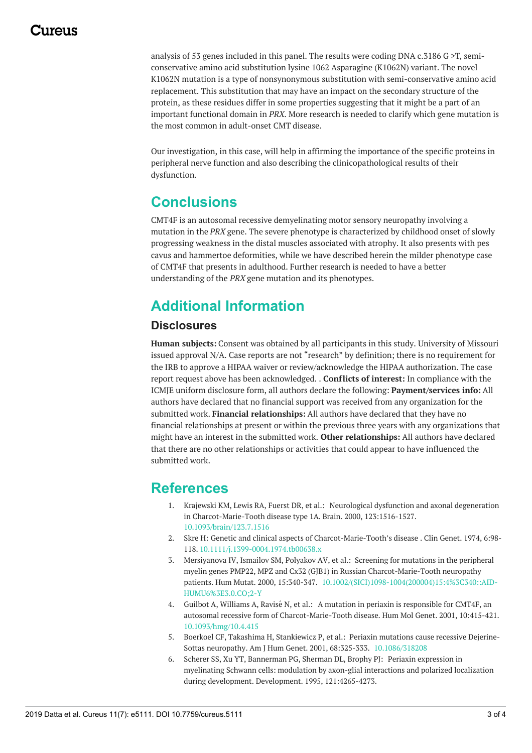analysis of 53 genes included in this panel. The results were coding DNA c.3186 G >T, semi-conservative amino acid substitution lysine 1062 Asparagine (K1062N) variant. The novel K1062N mutation is a type of nonsynonymous substitution with semi-conservative amino acid replacement. This substitution that may have an impact on the secondary structure of the protein, as these residues differ in some properties suggesting that it might be a part of an important functional domain in *PRX*. More research is needed to clarify which gene mutation is the most common in adult-onset CMT disease.

Our investigation, in this case, will help in affirming the importance of the specific proteins in peripheral nerve function and also describing the clinicopathological results of their dysfunction.

## Conclusions

CMT4F is an autosomal recessive demyelinating motor sensory neuropathy involving a mutation in the *PRX* gene. The severe phenotype is characterized by childhood onset of slowly progressing weakness in the distal muscles associated with atrophy. It also presents with pes cavus and hammertoe deformities, while we have described herein the milder phenotype case of CMT4F that presents in adulthood. Further research is needed to have a better understanding of the *PRX* gene mutation and its phenotypes.

## Additional Information

### Disclosures

**Human subjects:** Consent was obtained by all participants in this study. University of Missouri issued approval N/A. Case reports are not "research" by definition; there is no requirement for the IRB to approve a HIPAA waiver or review/acknowledge the HIPAA authorization. The case report request above has been acknowledged. . **Conflicts of interest:** In compliance with the ICMJE uniform disclosure form, all authors declare the following: **Payment/services info:** All authors have declared that no financial support was received from any organization for the submitted work. **Financial relationships:** All authors have declared that they have no financial relationships at present or within the previous three years with any organizations that might have an interest in the submitted work. **Other relationships:** All authors have declared that there are no other relationships or activities that could appear to have influenced the submitted work.

## References

1. Krajewski KM, Lewis RA, Fuerst DR, et al.: Neurological dysfunction and axonal degeneration in Charcot-Marie-Tooth disease type 1A. Brain. 2000, 123:1516-1527. 10.1093/brain/123.7.1516
2. Skre H: Genetic and clinical aspects of Charcot-Marie-Tooth's disease . Clin Genet. 1974, 6:98-118. 10.1111/j.1399-0004.1974.tb00638.x
3. Mersiyanova IV, Ismailov SM, Polyakov AV, et al.: Screening for mutations in the peripheral myelin genes PMP22, MPZ and Cx32 (GJB1) in Russian Charcot-Marie-Tooth neuropathy patients. Hum Mutat. 2000, 15:340-347. 10.1002/(SICI)1098-1004(200004)15:4%3C340::AID-HUMU6%3E3.0.CO;2-Y
4. Guilbot A, Williams A, Ravisé N, et al.: A mutation in periaxin is responsible for CMT4F, an autosomal recessive form of Charcot-Marie-Tooth disease. Hum Mol Genet. 2001, 10:415-421. 10.1093/hmg/10.4.415
5. Boerkoel CF, Takashima H, Stankiewicz P, et al.: Periaxin mutations cause recessive Dejerine-Sottas neuropathy. Am J Hum Genet. 2001, 68:325-333. 10.1086/318208
6. Scherer SS, Xu YT, Bannerman PG, Sherman DL, Brophy PJ: Periaxin expression in myelinating Schwann cells: modulation by axon-glial interactions and polarized localization during development. Development. 1995, 121:4265-4273.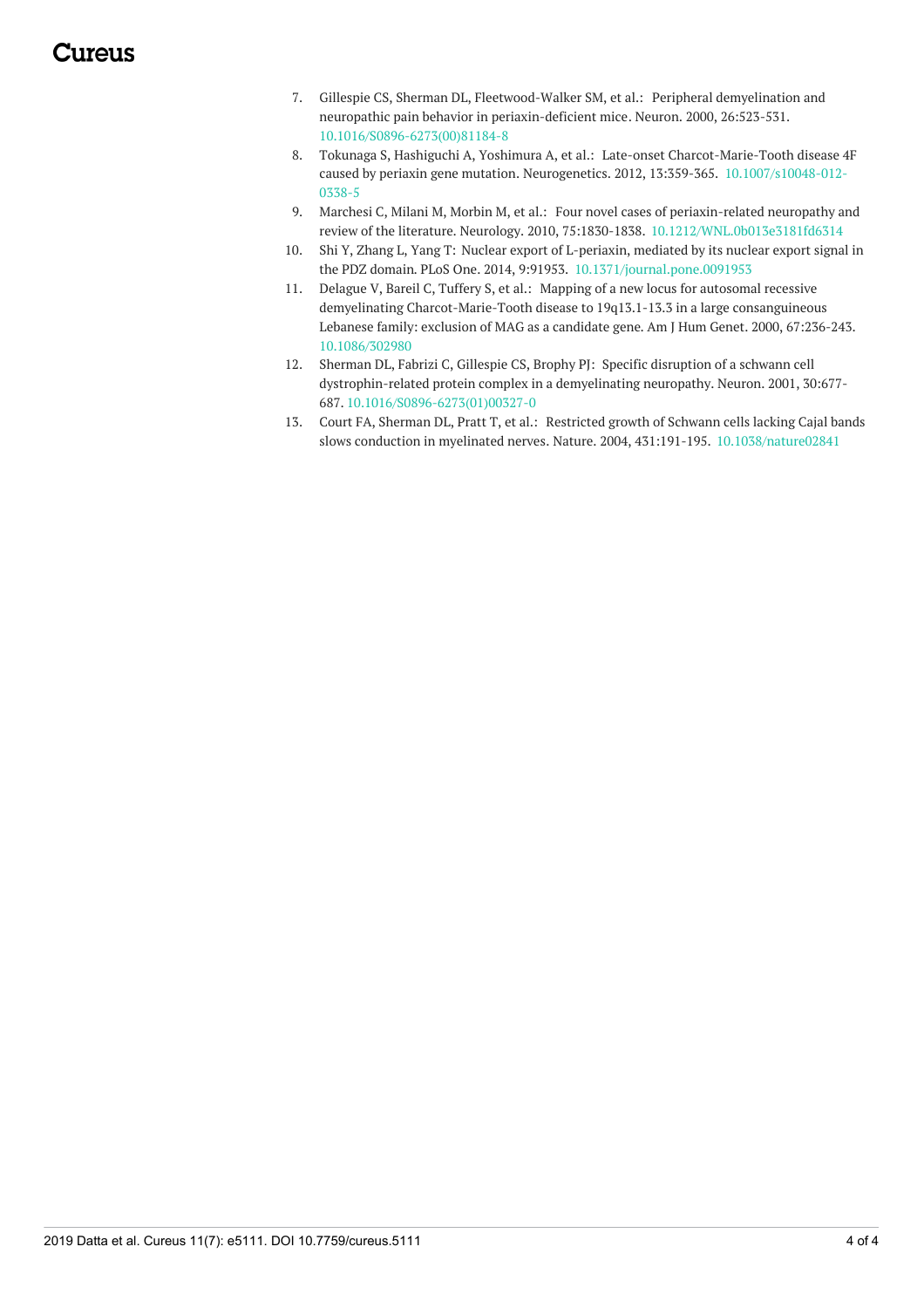7. Gillespie CS, Sherman DL, Fleetwood-Walker SM, et al.: Peripheral demyelination and neuropathic pain behavior in periaxin-deficient mice. Neuron. 2000, 26:523-531. 10.1016/S0896-6273(00)81184-8
8. Tokunaga S, Hashiguchi A, Yoshimura A, et al.: Late-onset Charcot-Marie-Tooth disease 4F caused by periaxin gene mutation. Neurogenetics. 2012, 13:359-365. 10.1007/s10048-012-0338-5
9. Marchesi C, Milani M, Morbin M, et al.: Four novel cases of periaxin-related neuropathy and review of the literature. Neurology. 2010, 75:1830-1838. 10.1212/WNL.0b013e3181fd6314
10. Shi Y, Zhang L, Yang T: Nuclear export of L-periaxin, mediated by its nuclear export signal in the PDZ domain. PLoS One. 2014, 9:91953. 10.1371/journal.pone.0091953
11. Delague V, Bareil C, Tuffery S, et al.: Mapping of a new locus for autosomal recessive demyelinating Charcot-Marie-Tooth disease to 19q13.1-13.3 in a large consanguineous Lebanese family: exclusion of MAG as a candidate gene. Am J Hum Genet. 2000, 67:236-243. 10.1086/302980
12. Sherman DL, Fabrizi C, Gillespie CS, Brophy PJ: Specific disruption of a schwann cell dystrophin-related protein complex in a demyelinating neuropathy. Neuron. 2001, 30:677-687. 10.1016/S0896-6273(01)00327-0
13. Court FA, Sherman DL, Pratt T, et al.: Restricted growth of Schwann cells lacking Cajal bands slows conduction in myelinated nerves. Nature. 2004, 431:191-195. 10.1038/nature02841